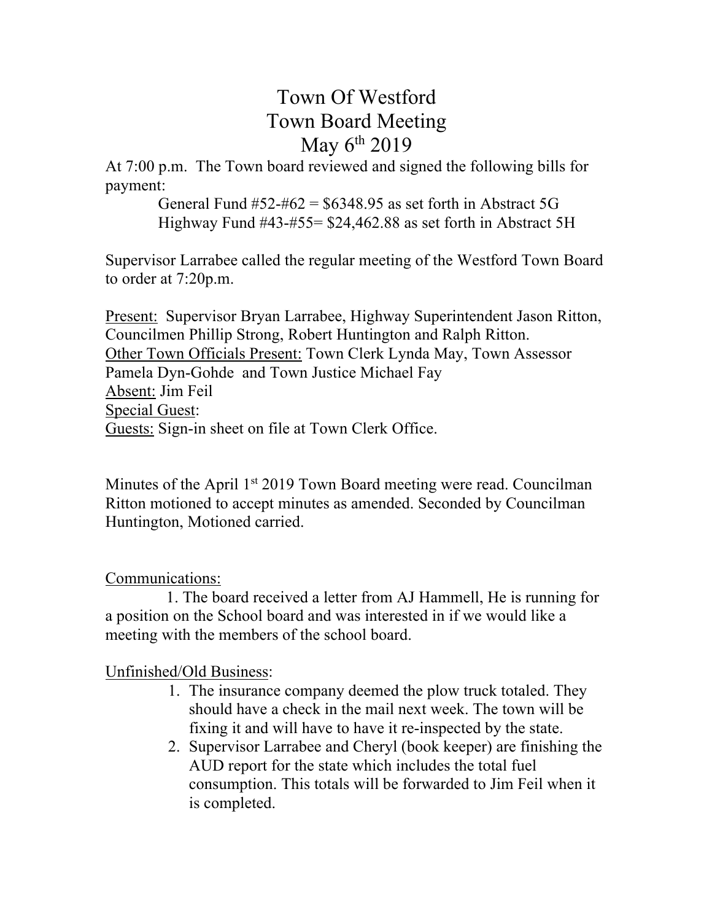# Town Of Westford
# Town Board Meeting
# May 6th 2019

At 7:00 p.m. The Town board reviewed and signed the following bills for payment:

General Fund #52-#62 = $6348.95 as set forth in Abstract 5G
Highway Fund #43-#55= $24,462.88 as set forth in Abstract 5H

Supervisor Larrabee called the regular meeting of the Westford Town Board to order at 7:20p.m.

<u>Present:</u> Supervisor Bryan Larrabee, Highway Superintendent Jason Ritton, Councilmen Phillip Strong, Robert Huntington and Ralph Ritton.
<u>Other Town Officials Present:</u> Town Clerk Lynda May, Town Assessor Pamela Dyn-Gohde and Town Justice Michael Fay
<u>Absent:</u> Jim Feil
<u>Special Guest</u>:
<u>Guests:</u> Sign-in sheet on file at Town Clerk Office.

Minutes of the April 1st 2019 Town Board meeting were read. Councilman Ritton motioned to accept minutes as amended. Seconded by Councilman Huntington, Motioned carried.

<u>Communications:</u>

1. The board received a letter from AJ Hammell, He is running for a position on the School board and was interested in if we would like a meeting with the members of the school board.

<u>Unfinished/Old Business</u>:

1. The insurance company deemed the plow truck totaled. They should have a check in the mail next week. The town will be fixing it and will have to have it re-inspected by the state.
2. Supervisor Larrabee and Cheryl (book keeper) are finishing the AUD report for the state which includes the total fuel consumption. This totals will be forwarded to Jim Feil when it is completed.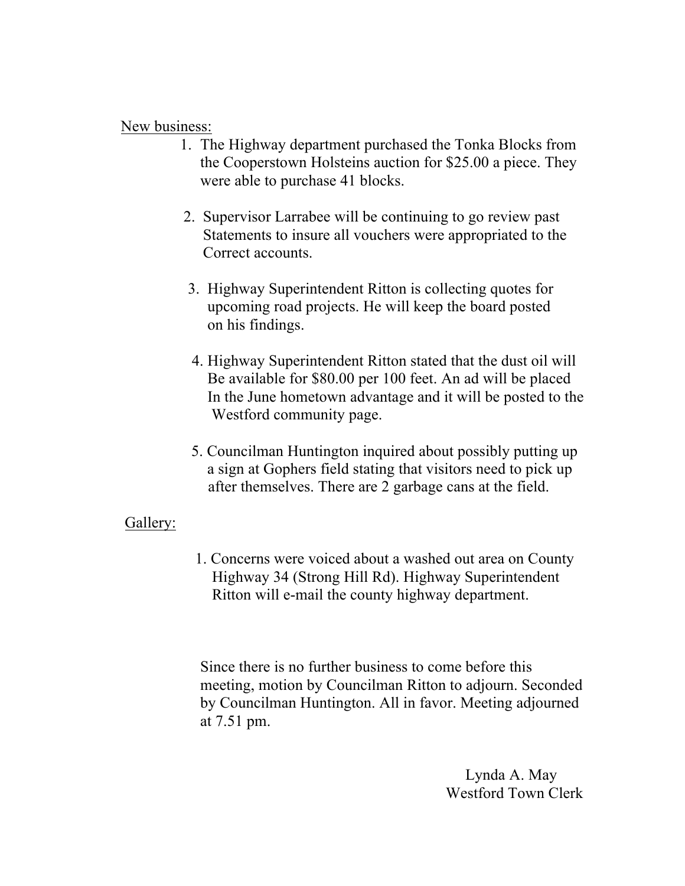New business:

1. The Highway department purchased the Tonka Blocks from the Cooperstown Holsteins auction for $25.00 a piece. They were able to purchase 41 blocks.

2. Supervisor Larrabee will be continuing to go review past Statements to insure all vouchers were appropriated to the Correct accounts.

3. Highway Superintendent Ritton is collecting quotes for upcoming road projects. He will keep the board posted on his findings.

4. Highway Superintendent Ritton stated that the dust oil will Be available for $80.00 per 100 feet. An ad will be placed In the June hometown advantage and it will be posted to the Westford community page.

5. Councilman Huntington inquired about possibly putting up a sign at Gophers field stating that visitors need to pick up after themselves. There are 2 garbage cans at the field.

Gallery:

1. Concerns were voiced about a washed out area on County Highway 34 (Strong Hill Rd). Highway Superintendent Ritton will e-mail the county highway department.

Since there is no further business to come before this meeting, motion by Councilman Ritton to adjourn. Seconded by Councilman Huntington. All in favor. Meeting adjourned at 7.51 pm.

Lynda A. May
Westford Town Clerk